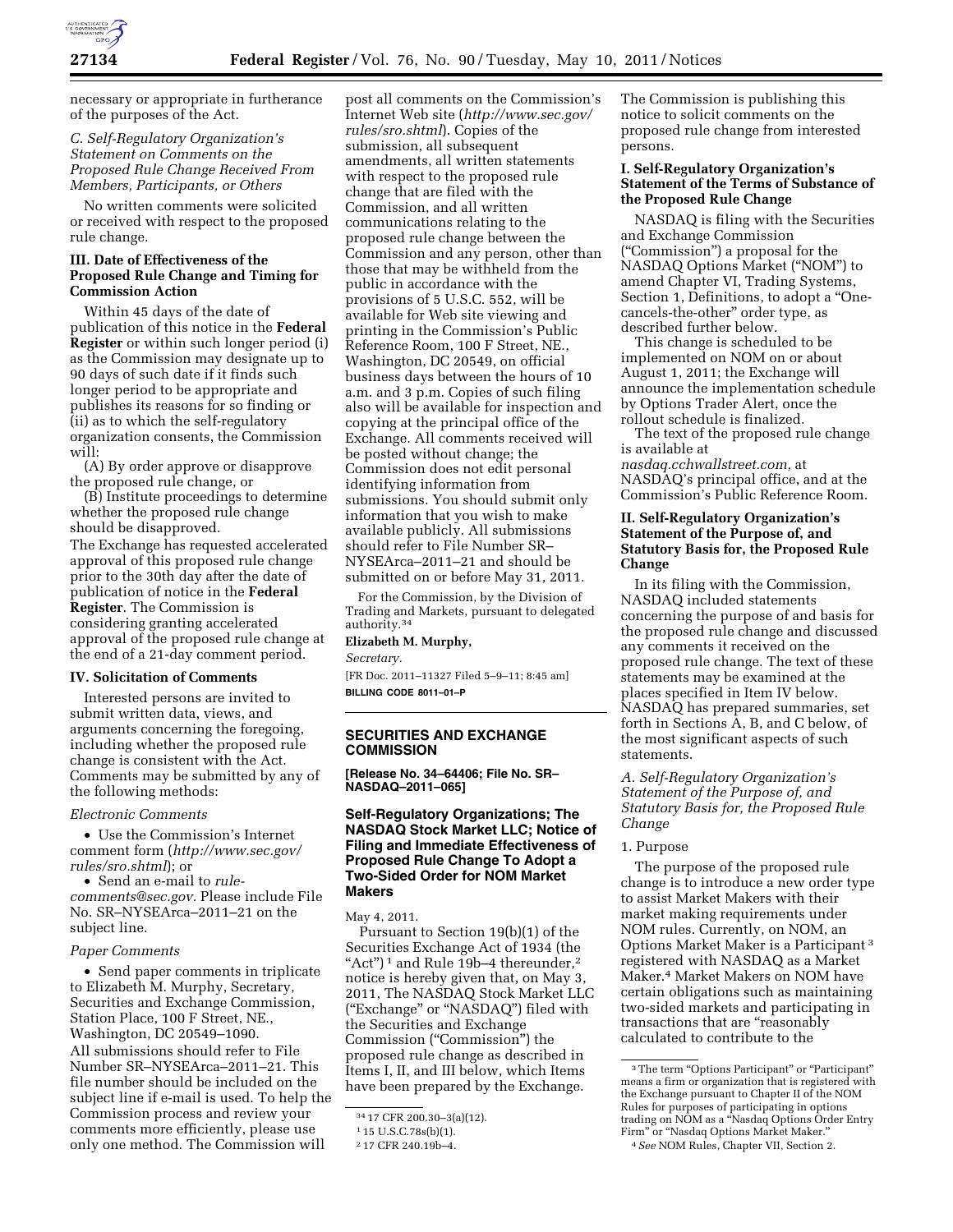necessary or appropriate in furtherance of the purposes of the Act.

*C. Self-Regulatory Organization's Statement on Comments on the Proposed Rule Change Received From Members, Participants, or Others*

No written comments were solicited or received with respect to the proposed rule change.

**III. Date of Effectiveness of the Proposed Rule Change and Timing for Commission Action**

Within 45 days of the date of publication of this notice in the **Federal Register** or within such longer period (i) as the Commission may designate up to 90 days of such date if it finds such longer period to be appropriate and publishes its reasons for so finding or (ii) as to which the self-regulatory organization consents, the Commission will:

(A) By order approve or disapprove the proposed rule change, or

(B) Institute proceedings to determine whether the proposed rule change should be disapproved.

The Exchange has requested accelerated approval of this proposed rule change prior to the 30th day after the date of publication of notice in the **Federal Register**. The Commission is considering granting accelerated approval of the proposed rule change at the end of a 21-day comment period.

**IV. Solicitation of Comments**

Interested persons are invited to submit written data, views, and arguments concerning the foregoing, including whether the proposed rule change is consistent with the Act. Comments may be submitted by any of the following methods:

*Electronic Comments*

- Use the Commission's Internet comment form (*http://www.sec.gov/rules/sro.shtml*); or
- Send an e-mail to *rule-comments@sec.gov*. Please include File No. SR–NYSEArca–2011–21 on the subject line.

*Paper Comments*

- Send paper comments in triplicate to Elizabeth M. Murphy, Secretary, Securities and Exchange Commission, Station Place, 100 F Street, NE., Washington, DC 20549–1090.

All submissions should refer to File Number SR–NYSEArca–2011–21. This file number should be included on the subject line if e-mail is used. To help the Commission process and review your comments more efficiently, please use only one method. The Commission will post all comments on the Commission's Internet Web site (*http://www.sec.gov/rules/sro.shtml*). Copies of the submission, all subsequent amendments, all written statements with respect to the proposed rule change that are filed with the Commission, and all written communications relating to the proposed rule change between the Commission and any person, other than those that may be withheld from the public in accordance with the provisions of 5 U.S.C. 552, will be available for Web site viewing and printing in the Commission's Public Reference Room, 100 F Street, NE., Washington, DC 20549, on official business days between the hours of 10 a.m. and 3 p.m. Copies of such filing also will be available for inspection and copying at the principal office of the Exchange. All comments received will be posted without change; the Commission does not edit personal identifying information from submissions. You should submit only information that you wish to make available publicly. All submissions should refer to File Number SR–NYSEArca–2011–21 and should be submitted on or before May 31, 2011.

For the Commission, by the Division of Trading and Markets, pursuant to delegated authority.[34]

**Elizabeth M. Murphy,**

*Secretary.*

[FR Doc. 2011–11327 Filed 5–9–11; 8:45 am]

**BILLING CODE 8011–01–P**

[34] 17 CFR 200.30–3(a)(12).

---

**SECURITIES AND EXCHANGE COMMISSION**

**[Release No. 34–64406; File No. SR–NASDAQ–2011–065]**

## Self-Regulatory Organizations; The NASDAQ Stock Market LLC; Notice of Filing and Immediate Effectiveness of Proposed Rule Change To Adopt a Two-Sided Order for NOM Market Makers

May 4, 2011.

Pursuant to Section 19(b)(1) of the Securities Exchange Act of 1934 (the "Act")[1] and Rule 19b–4 thereunder,[2] notice is hereby given that, on May 3, 2011, The NASDAQ Stock Market LLC ("Exchange" or "NASDAQ") filed with the Securities and Exchange Commission ("Commission") the proposed rule change as described in Items I, II, and III below, which Items have been prepared by the Exchange. The Commission is publishing this notice to solicit comments on the proposed rule change from interested persons.

[1] 15 U.S.C.78s(b)(1).

[2] 17 CFR 240.19b–4.

**I. Self-Regulatory Organization's Statement of the Terms of Substance of the Proposed Rule Change**

NASDAQ is filing with the Securities and Exchange Commission ("Commission") a proposal for the NASDAQ Options Market ("NOM") to amend Chapter VI, Trading Systems, Section 1, Definitions, to adopt a "One-cancels-the-other" order type, as described further below.

This change is scheduled to be implemented on NOM on or about August 1, 2011; the Exchange will announce the implementation schedule by Options Trader Alert, once the rollout schedule is finalized.

The text of the proposed rule change is available at *nasdaq.cchwallstreet.com,* at NASDAQ's principal office, and at the Commission's Public Reference Room.

**II. Self-Regulatory Organization's Statement of the Purpose of, and Statutory Basis for, the Proposed Rule Change**

In its filing with the Commission, NASDAQ included statements concerning the purpose of and basis for the proposed rule change and discussed any comments it received on the proposed rule change. The text of these statements may be examined at the places specified in Item IV below. NASDAQ has prepared summaries, set forth in Sections A, B, and C below, of the most significant aspects of such statements.

*A. Self-Regulatory Organization's Statement of the Purpose of, and Statutory Basis for, the Proposed Rule Change*

1. Purpose

The purpose of the proposed rule change is to introduce a new order type to assist Market Makers with their market making requirements under NOM rules. Currently, on NOM, an Options Market Maker is a Participant[3] registered with NASDAQ as a Market Maker.[4] Market Makers on NOM have certain obligations such as maintaining two-sided markets and participating in transactions that are "reasonably calculated to contribute to the

[3] The term "Options Participant" or "Participant" means a firm or organization that is registered with the Exchange pursuant to Chapter II of the NOM Rules for purposes of participating in options trading on NOM as a "Nasdaq Options Order Entry Firm" or "Nasdaq Options Market Maker."

[4] *See* NOM Rules, Chapter VII, Section 2.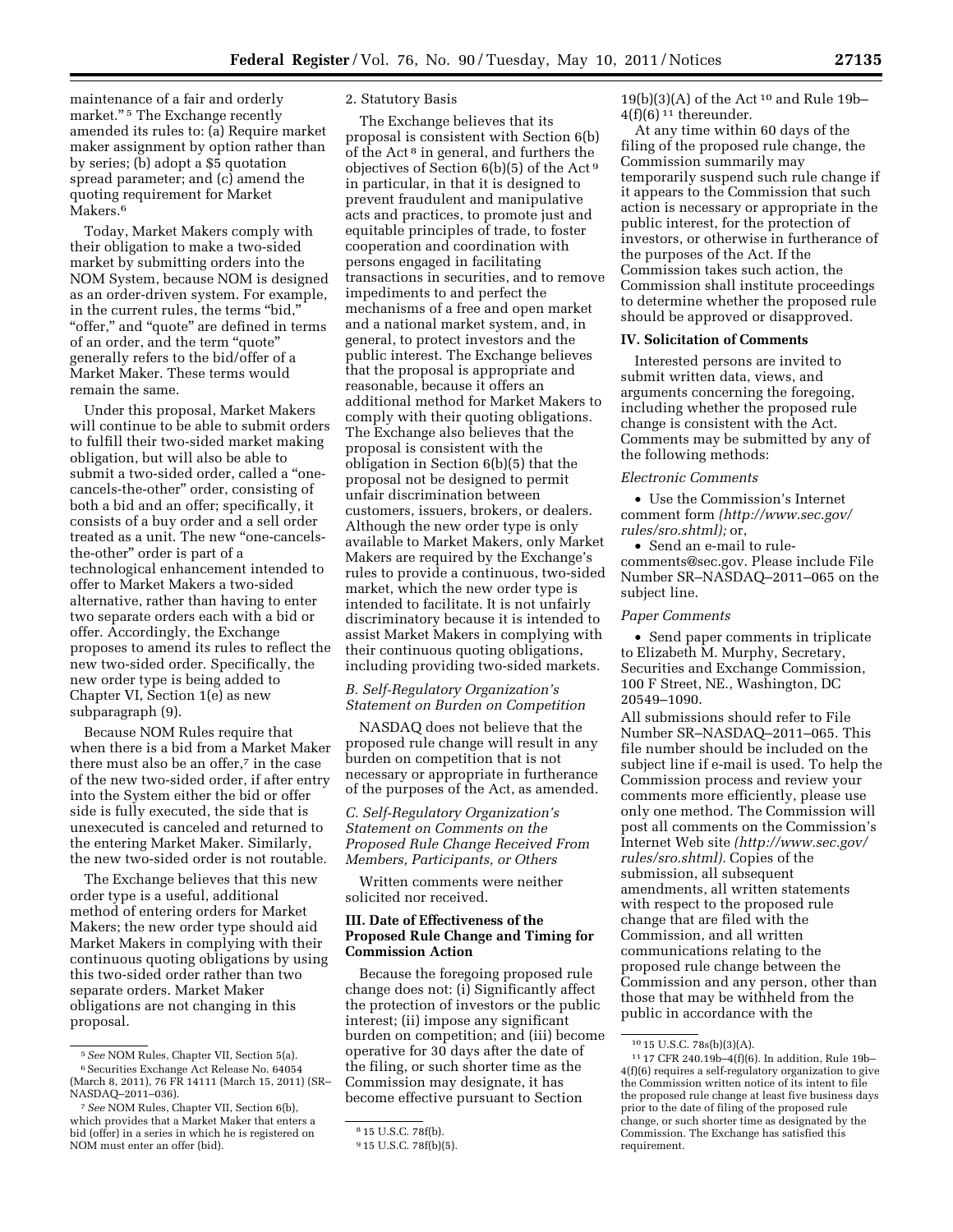maintenance of a fair and orderly market." [5] The Exchange recently amended its rules to: (a) Require market maker assignment by option rather than by series; (b) adopt a $5 quotation spread parameter; and (c) amend the quoting requirement for Market Makers.[6]

Today, Market Makers comply with their obligation to make a two-sided market by submitting orders into the NOM System, because NOM is designed as an order-driven system. For example, in the current rules, the terms "bid," "offer," and "quote" are defined in terms of an order, and the term "quote" generally refers to the bid/offer of a Market Maker. These terms would remain the same.

Under this proposal, Market Makers will continue to be able to submit orders to fulfill their two-sided market making obligation, but will also be able to submit a two-sided order, called a "one-cancels-the-other" order, consisting of both a bid and an offer; specifically, it consists of a buy order and a sell order treated as a unit. The new "one-cancels-the-other" order is part of a technological enhancement intended to offer to Market Makers a two-sided alternative, rather than having to enter two separate orders each with a bid or offer. Accordingly, the Exchange proposes to amend its rules to reflect the new two-sided order. Specifically, the new order type is being added to Chapter VI, Section 1(e) as new subparagraph (9).

Because NOM Rules require that when there is a bid from a Market Maker there must also be an offer,[7] in the case of the new two-sided order, if after entry into the System either the bid or offer side is fully executed, the side that is unexecuted is canceled and returned to the entering Market Maker. Similarly, the new two-sided order is not routable.

The Exchange believes that this new order type is a useful, additional method of entering orders for Market Makers; the new order type should aid Market Makers in complying with their continuous quoting obligations by using this two-sided order rather than two separate orders. Market Maker obligations are not changing in this proposal.

[5] *See* NOM Rules, Chapter VII, Section 5(a).

[6] Securities Exchange Act Release No. 64054 (March 8, 2011), 76 FR 14111 (March 15, 2011) (SR–NASDAQ–2011–036).

[7] *See* NOM Rules, Chapter VII, Section 6(b), which provides that a Market Maker that enters a bid (offer) in a series in which he is registered on NOM must enter an offer (bid).

2. Statutory Basis

The Exchange believes that its proposal is consistent with Section 6(b) of the Act [8] in general, and furthers the objectives of Section 6(b)(5) of the Act [9] in particular, in that it is designed to prevent fraudulent and manipulative acts and practices, to promote just and equitable principles of trade, to foster cooperation and coordination with persons engaged in facilitating transactions in securities, and to remove impediments to and perfect the mechanisms of a free and open market and a national market system, and, in general, to protect investors and the public interest. The Exchange believes that the proposal is appropriate and reasonable, because it offers an additional method for Market Makers to comply with their quoting obligations. The Exchange also believes that the proposal is consistent with the obligation in Section 6(b)(5) that the proposal not be designed to permit unfair discrimination between customers, issuers, brokers, or dealers. Although the new order type is only available to Market Makers, only Market Makers are required by the Exchange's rules to provide a continuous, two-sided market, which the new order type is intended to facilitate. It is not unfairly discriminatory because it is intended to assist Market Makers in complying with their continuous quoting obligations, including providing two-sided markets.

*B. Self-Regulatory Organization's Statement on Burden on Competition*

NASDAQ does not believe that the proposed rule change will result in any burden on competition that is not necessary or appropriate in furtherance of the purposes of the Act, as amended.

*C. Self-Regulatory Organization's Statement on Comments on the Proposed Rule Change Received From Members, Participants, or Others*

Written comments were neither solicited nor received.

## III. Date of Effectiveness of the Proposed Rule Change and Timing for Commission Action

Because the foregoing proposed rule change does not: (i) Significantly affect the protection of investors or the public interest; (ii) impose any significant burden on competition; and (iii) become operative for 30 days after the date of the filing, or such shorter time as the Commission may designate, it has become effective pursuant to Section 19(b)(3)(A) of the Act [10] and Rule 19b–4(f)(6) [11] thereunder.

[8] 15 U.S.C. 78f(b).

[9] 15 U.S.C. 78f(b)(5).

At any time within 60 days of the filing of the proposed rule change, the Commission summarily may temporarily suspend such rule change if it appears to the Commission that such action is necessary or appropriate in the public interest, for the protection of investors, or otherwise in furtherance of the purposes of the Act. If the Commission takes such action, the Commission shall institute proceedings to determine whether the proposed rule should be approved or disapproved.

## IV. Solicitation of Comments

Interested persons are invited to submit written data, views, and arguments concerning the foregoing, including whether the proposed rule change is consistent with the Act. Comments may be submitted by any of the following methods:

*Electronic Comments*

- Use the Commission's Internet comment form *(http://www.sec.gov/rules/sro.shtml);* or,
- Send an e-mail to rule-comments@sec.gov. Please include File Number SR–NASDAQ–2011–065 on the subject line.

*Paper Comments*

- Send paper comments in triplicate to Elizabeth M. Murphy, Secretary, Securities and Exchange Commission, 100 F Street, NE., Washington, DC 20549–1090.

All submissions should refer to File Number SR–NASDAQ–2011–065. This file number should be included on the subject line if e-mail is used. To help the Commission process and review your comments more efficiently, please use only one method. The Commission will post all comments on the Commission's Internet Web site *(http://www.sec.gov/rules/sro.shtml).* Copies of the submission, all subsequent amendments, all written statements with respect to the proposed rule change that are filed with the Commission, and all written communications relating to the proposed rule change between the Commission and any person, other than those that may be withheld from the public in accordance with the

[10] 15 U.S.C. 78s(b)(3)(A).

[11] 17 CFR 240.19b–4(f)(6). In addition, Rule 19b–4(f)(6) requires a self-regulatory organization to give the Commission written notice of its intent to file the proposed rule change at least five business days prior to the date of filing of the proposed rule change, or such shorter time as designated by the Commission. The Exchange has satisfied this requirement.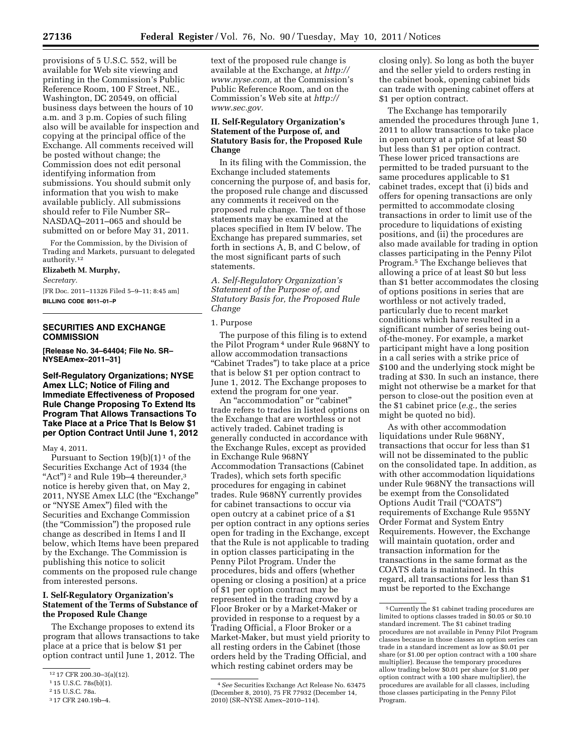provisions of 5 U.S.C. 552, will be available for Web site viewing and printing in the Commission's Public Reference Room, 100 F Street, NE., Washington, DC 20549, on official business days between the hours of 10 a.m. and 3 p.m. Copies of such filing also will be available for inspection and copying at the principal office of the Exchange. All comments received will be posted without change; the Commission does not edit personal identifying information from submissions. You should submit only information that you wish to make available publicly. All submissions should refer to File Number SR–NASDAQ–2011–065 and should be submitted on or before May 31, 2011.

For the Commission, by the Division of Trading and Markets, pursuant to delegated authority.[12]

**Elizabeth M. Murphy,**

*Secretary.*

[FR Doc. 2011–11326 Filed 5–9–11; 8:45 am]

**BILLING CODE 8011–01–P**

## SECURITIES AND EXCHANGE COMMISSION

**[Release No. 34–64404; File No. SR–NYSEAmex–2011–31]**

## Self-Regulatory Organizations; NYSE Amex LLC; Notice of Filing and Immediate Effectiveness of Proposed Rule Change Proposing To Extend Its Program That Allows Transactions To Take Place at a Price That Is Below $1 per Option Contract Until June 1, 2012

May 4, 2011.

Pursuant to Section 19(b)(1)[1] of the Securities Exchange Act of 1934 (the "Act")[2] and Rule 19b–4 thereunder,[3] notice is hereby given that, on May 2, 2011, NYSE Amex LLC (the "Exchange" or "NYSE Amex") filed with the Securities and Exchange Commission (the "Commission") the proposed rule change as described in Items I and II below, which Items have been prepared by the Exchange. The Commission is publishing this notice to solicit comments on the proposed rule change from interested persons.

### I. Self-Regulatory Organization's Statement of the Terms of Substance of the Proposed Rule Change

The Exchange proposes to extend its program that allows transactions to take place at a price that is below $1 per option contract until June 1, 2012. The text of the proposed rule change is available at the Exchange, at *http://www.nyse.com,* at the Commission's Public Reference Room, and on the Commission's Web site at *http://www.sec.gov.*

### II. Self-Regulatory Organization's Statement of the Purpose of, and Statutory Basis for, the Proposed Rule Change

In its filing with the Commission, the Exchange included statements concerning the purpose of, and basis for, the proposed rule change and discussed any comments it received on the proposed rule change. The text of those statements may be examined at the places specified in Item IV below. The Exchange has prepared summaries, set forth in sections A, B, and C below, of the most significant parts of such statements.

#### *A. Self-Regulatory Organization's Statement of the Purpose of, and Statutory Basis for, the Proposed Rule Change*

1. Purpose

The purpose of this filing is to extend the Pilot Program[4] under Rule 968NY to allow accommodation transactions ("Cabinet Trades") to take place at a price that is below $1 per option contract to June 1, 2012. The Exchange proposes to extend the program for one year.

An "accommodation" or "cabinet" trade refers to trades in listed options on the Exchange that are worthless or not actively traded. Cabinet trading is generally conducted in accordance with the Exchange Rules, except as provided in Exchange Rule 968NY Accommodation Transactions (Cabinet Trades), which sets forth specific procedures for engaging in cabinet trades. Rule 968NY currently provides for cabinet transactions to occur via open outcry at a cabinet price of a $1 per option contract in any options series open for trading in the Exchange, except that the Rule is not applicable to trading in option classes participating in the Penny Pilot Program. Under the procedures, bids and offers (whether opening or closing a position) at a price of $1 per option contract may be represented in the trading crowd by a Floor Broker or by a Market-Maker or provided in response to a request by a Trading Official, a Floor Broker or a Market-Maker, but must yield priority to all resting orders in the Cabinet (those orders held by the Trading Official, and which resting cabinet orders may be closing only). So long as both the buyer and the seller yield to orders resting in the cabinet book, opening cabinet bids can trade with opening cabinet offers at $1 per option contract.

The Exchange has temporarily amended the procedures through June 1, 2011 to allow transactions to take place in open outcry at a price of at least $0 but less than $1 per option contract. These lower priced transactions are permitted to be traded pursuant to the same procedures applicable to $1 cabinet trades, except that (i) bids and offers for opening transactions are only permitted to accommodate closing transactions in order to limit use of the procedure to liquidations of existing positions, and (ii) the procedures are also made available for trading in option classes participating in the Penny Pilot Program.[5] The Exchange believes that allowing a price of at least $0 but less than $1 better accommodates the closing of options positions in series that are worthless or not actively traded, particularly due to recent market conditions which have resulted in a significant number of series being out-of-the-money. For example, a market participant might have a long position in a call series with a strike price of $100 and the underlying stock might be trading at $30. In such an instance, there might not otherwise be a market for that person to close-out the position even at the $1 cabinet price (*e.g.,* the series might be quoted no bid).

As with other accommodation liquidations under Rule 968NY, transactions that occur for less than $1 will not be disseminated to the public on the consolidated tape. In addition, as with other accommodation liquidations under Rule 968NY the transactions will be exempt from the Consolidated Options Audit Trail ("COATS") requirements of Exchange Rule 955NY Order Format and System Entry Requirements. However, the Exchange will maintain quotation, order and transaction information for the transactions in the same format as the COATS data is maintained. In this regard, all transactions for less than $1 must be reported to the Exchange

[12] 17 CFR 200.30–3(a)(12).

[1] 15 U.S.C. 78s(b)(1).

[2] 15 U.S.C. 78a.

[3] 17 CFR 240.19b–4.

[4] *See* Securities Exchange Act Release No. 63475 (December 8, 2010), 75 FR 77932 (December 14, 2010) (SR–NYSE Amex–2010–114).

[5] Currently the $1 cabinet trading procedures are limited to options classes traded in $0.05 or $0.10 standard increment. The $1 cabinet trading procedures are not available in Penny Pilot Program classes because in those classes an option series can trade in a standard increment as low as $0.01 per share (or $1.00 per option contract with a 100 share multiplier). Because the temporary procedures allow trading below $0.01 per share (or $1.00 per option contract with a 100 share multiplier), the procedures are available for all classes, including those classes participating in the Penny Pilot Program.